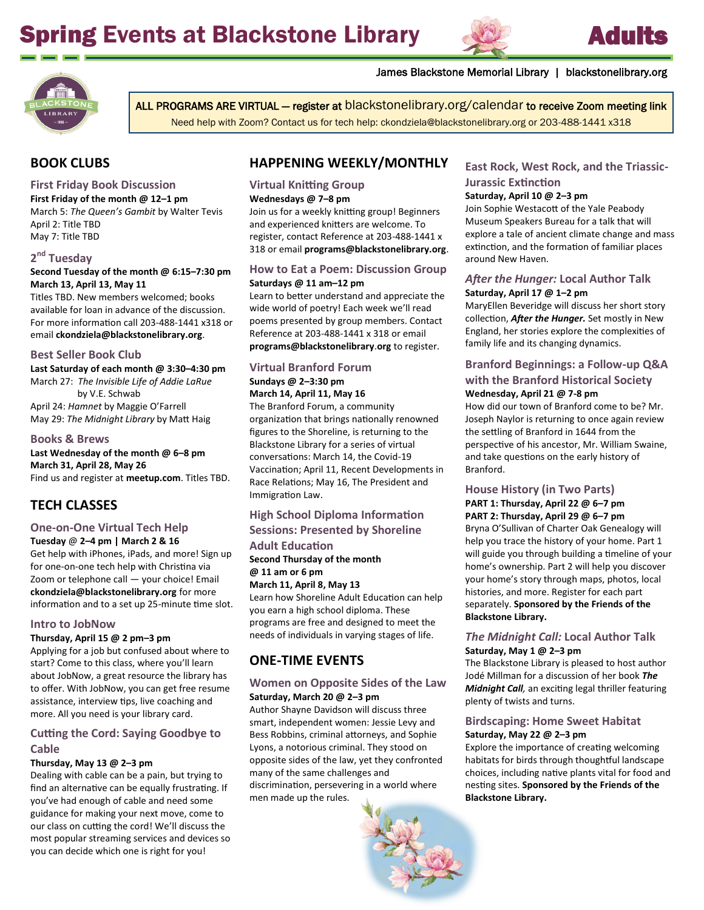# Spring Events at Blackstone Library

**Adults**

James Blackstone Memorial Library | blackstonelibrary.org

ALL PROGRAMS ARE VIRTUAL — register at blackstonelibrary.org/calendar to receive Zoom meeting link

Need help with Zoom? Contact us for tech help: ckondziela@blackstonelibrary.org or 203-488-1441 x318

## BOOK CLUBS

### First Friday Book Discussion

**First Friday of the month @ 12–1 pm**

March 5: *The Queen's Gambit* by Walter Tevis
April 2: Title TBD
May 7: Title TBD

### 2nd Tuesday

**Second Tuesday of the month @ 6:15–7:30 pm**
**March 13, April 13, May 11**

Titles TBD. New members welcomed; books available for loan in advance of the discussion. For more information call 203-488-1441 x318 or email **ckondziela@blackstonelibrary.org**.

### Best Seller Book Club

**Last Saturday of each month @ 3:30–4:30 pm**

March 27: *The Invisible Life of Addie LaRue* by V.E. Schwab
April 24: *Hamnet* by Maggie O'Farrell
May 29: *The Midnight Library* by Matt Haig

### Books & Brews

**Last Wednesday of the month @ 6–8 pm**
**March 31, April 28, May 26**

Find us and register at **meetup.com**. Titles TBD.

## TECH CLASSES

### One-on-One Virtual Tech Help

**Tuesday @ 2–4 pm | March 2 & 16**

Get help with iPhones, iPads, and more! Sign up for one-on-one tech help with Christina via Zoom or telephone call — your choice! Email **ckondziela@blackstonelibrary.org** for more information and to a set up 25-minute time slot.

### Intro to JobNow

**Thursday, April 15 @ 2 pm–3 pm**

Applying for a job but confused about where to start? Come to this class, where you'll learn about JobNow, a great resource the library has to offer. With JobNow, you can get free resume assistance, interview tips, live coaching and more. All you need is your library card.

### Cutting the Cord: Saying Goodbye to Cable

**Thursday, May 13 @ 2–3 pm**

Dealing with cable can be a pain, but trying to find an alternative can be equally frustrating. If you've had enough of cable and need some guidance for making your next move, come to our class on cutting the cord! We'll discuss the most popular streaming services and devices so you can decide which one is right for you!

## HAPPENING WEEKLY/MONTHLY

### Virtual Knitting Group

**Wednesdays @ 7–8 pm**

Join us for a weekly knitting group! Beginners and experienced knitters are welcome. To register, contact Reference at 203-488-1441 x 318 or email **programs@blackstonelibrary.org**.

### How to Eat a Poem: Discussion Group

**Saturdays @ 11 am–12 pm**

Learn to better understand and appreciate the wide world of poetry! Each week we'll read poems presented by group members. Contact Reference at 203-488-1441 x 318 or email **programs@blackstonelibrary.org** to register.

### Virtual Branford Forum

**Sundays @ 2–3:30 pm**
**March 14, April 11, May 16**

The Branford Forum, a community organization that brings nationally renowned figures to the Shoreline, is returning to the Blackstone Library for a series of virtual conversations: March 14, the Covid-19 Vaccination; April 11, Recent Developments in Race Relations; May 16, The President and Immigration Law.

### High School Diploma Information Sessions: Presented by Shoreline Adult Education

**Second Thursday of the month @ 11 am or 6 pm**
**March 11, April 8, May 13**

Learn how Shoreline Adult Education can help you earn a high school diploma. These programs are free and designed to meet the needs of individuals in varying stages of life.

## ONE-TIME EVENTS

### Women on Opposite Sides of the Law

**Saturday, March 20 @ 2–3 pm**

Author Shayne Davidson will discuss three smart, independent women: Jessie Levy and Bess Robbins, criminal attorneys, and Sophie Lyons, a notorious criminal. They stood on opposite sides of the law, yet they confronted many of the same challenges and discrimination, persevering in a world where men made up the rules.

### East Rock, West Rock, and the Triassic-Jurassic Extinction

**Saturday, April 10 @ 2–3 pm**

Join Sophie Westacott of the Yale Peabody Museum Speakers Bureau for a talk that will explore a tale of ancient climate change and mass extinction, and the formation of familiar places around New Haven.

### *After the Hunger:* Local Author Talk

**Saturday, April 17 @ 1–2 pm**

MaryEllen Beveridge will discuss her short story collection, ***After the Hunger.*** Set mostly in New England, her stories explore the complexities of family life and its changing dynamics.

### Branford Beginnings: a Follow-up Q&A with the Branford Historical Society

**Wednesday, April 21 @ 7-8 pm**

How did our town of Branford come to be? Mr. Joseph Naylor is returning to once again review the settling of Branford in 1644 from the perspective of his ancestor, Mr. William Swaine, and take questions on the early history of Branford.

### House History (in Two Parts)

**PART 1: Thursday, April 22 @ 6–7 pm**
**PART 2: Thursday, April 29 @ 6–7 pm**

Bryna O'Sullivan of Charter Oak Genealogy will help you trace the history of your home. Part 1 will guide you through building a timeline of your home's ownership. Part 2 will help you discover your home's story through maps, photos, local histories, and more. Register for each part separately. **Sponsored by the Friends of the Blackstone Library.**

### *The Midnight Call:* Local Author Talk

**Saturday, May 1 @ 2–3 pm**

The Blackstone Library is pleased to host author Jodé Millman for a discussion of her book ***The Midnight Call***, an exciting legal thriller featuring plenty of twists and turns.

### Birdscaping: Home Sweet Habitat

**Saturday, May 22 @ 2–3 pm**

Explore the importance of creating welcoming habitats for birds through thoughtful landscape choices, including native plants vital for food and nesting sites. **Sponsored by the Friends of the Blackstone Library.**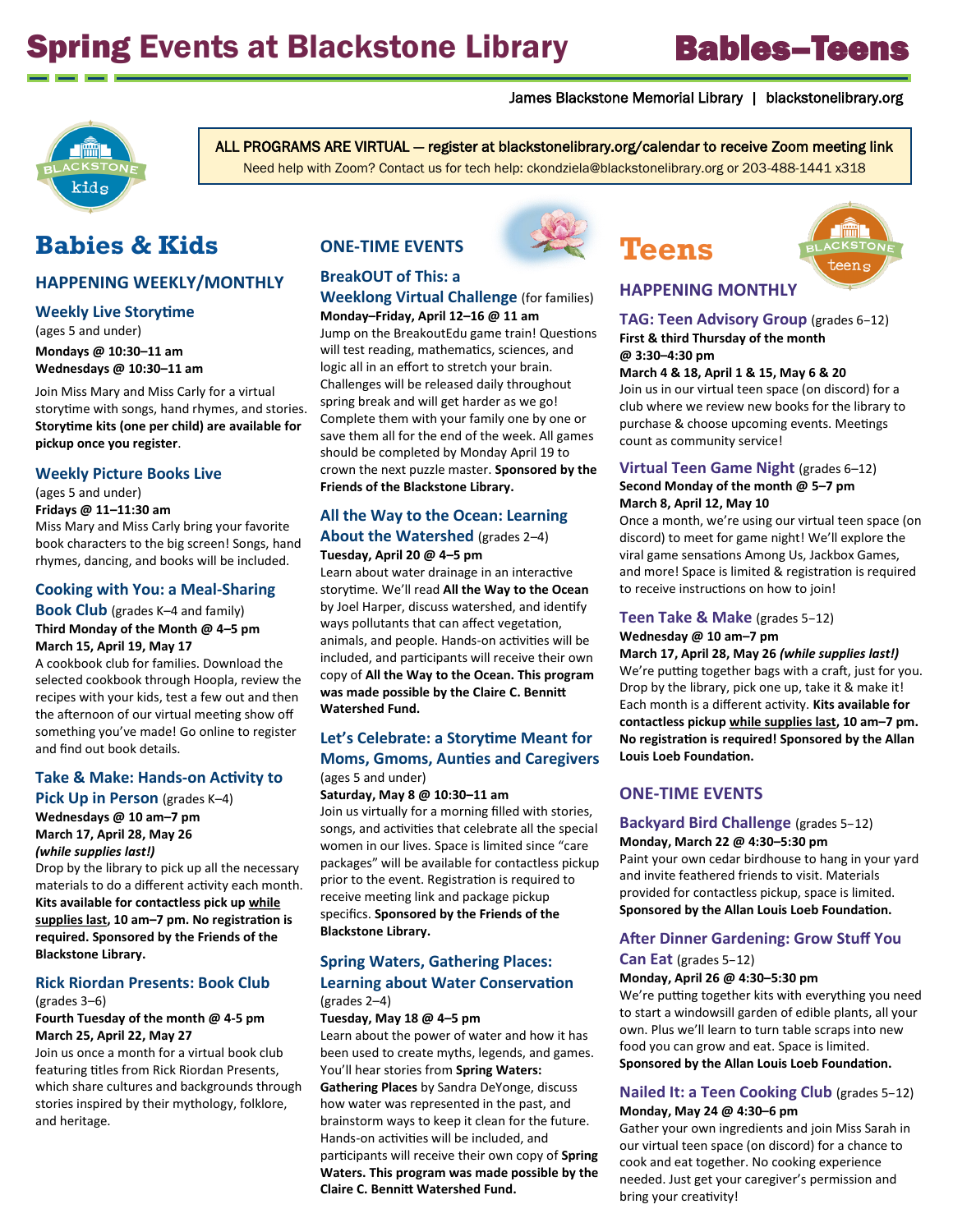# Spring Events at Blackstone Library

**Babies–Teens**

James Blackstone Memorial Library | blackstonelibrary.org

ALL PROGRAMS ARE VIRTUAL — register at blackstonelibrary.org/calendar to receive Zoom meeting link

Need help with Zoom? Contact us for tech help: ckondziela@blackstonelibrary.org or 203-488-1441 x318

## Babies & Kids

### HAPPENING WEEKLY/MONTHLY

#### Weekly Live Storytime

(ages 5 and under)

**Mondays @ 10:30–11 am**
**Wednesdays @ 10:30–11 am**

Join Miss Mary and Miss Carly for a virtual storytime with songs, hand rhymes, and stories. **Storytime kits (one per child) are available for pickup once you register**.

#### Weekly Picture Books Live

(ages 5 and under)

**Fridays @ 11–11:30 am**

Miss Mary and Miss Carly bring your favorite book characters to the big screen! Songs, hand rhymes, dancing, and books will be included.

#### Cooking with You: a Meal-Sharing Book Club (grades K–4 and family)

**Third Monday of the Month @ 4–5 pm**
**March 15, April 19, May 17**

A cookbook club for families. Download the selected cookbook through Hoopla, review the recipes with your kids, test a few out and then the afternoon of our virtual meeting show off something you've made! Go online to register and find out book details.

#### Take & Make: Hands-on Activity to Pick Up in Person (grades K–4)

**Wednesdays @ 10 am–7 pm**
**March 17, April 28, May 26**
***(while supplies last!)***

Drop by the library to pick up all the necessary materials to do a different activity each month. **Kits available for contactless pickup while supplies last, 10 am–7 pm. No registration is required. Sponsored by the Friends of the Blackstone Library.**

#### Rick Riordan Presents: Book Club

(grades 3–6)

**Fourth Tuesday of the month @ 4-5 pm**
**March 25, April 22, May 27**

Join us once a month for a virtual book club featuring titles from Rick Riordan Presents, which share cultures and backgrounds through stories inspired by their mythology, folklore, and heritage.

### ONE-TIME EVENTS

#### BreakOUT of This: a Weeklong Virtual Challenge (for families)

**Monday–Friday, April 12–16 @ 11 am**

Jump on the BreakoutEdu game train! Questions will test reading, mathematics, sciences, and logic all in an effort to stretch your brain. Challenges will be released daily throughout spring break and will get harder as we go! Complete them with your family one by one or save them all for the end of the week. All games should be completed by Monday April 19 to crown the next puzzle master. **Sponsored by the Friends of the Blackstone Library.**

#### All the Way to the Ocean: Learning About the Watershed (grades 2–4)

**Tuesday, April 20 @ 4–5 pm**

Learn about water drainage in an interactive storytime. We'll read **All the Way to the Ocean** by Joel Harper, discuss watershed, and identify ways pollutants that can affect vegetation, animals, and people. Hands-on activities will be included, and participants will receive their own copy of **All the Way to the Ocean. This program was made possible by the Claire C. Bennitt Watershed Fund.**

#### Let's Celebrate: a Storytime Meant for Moms, Gmoms, Aunties and Caregivers

(ages 5 and under)

**Saturday, May 8 @ 10:30–11 am**

Join us virtually for a morning filled with stories, songs, and activities that celebrate all the special women in our lives. Space is limited since "care packages" will be available for contactless pickup prior to the event. Registration is required to receive meeting link and package pickup specifics. **Sponsored by the Friends of the Blackstone Library.**

#### Spring Waters, Gathering Places: Learning about Water Conservation

(grades 2–4)

**Tuesday, May 18 @ 4–5 pm**

Learn about the power of water and how it has been used to create myths, legends, and games. You'll hear stories from **Spring Waters: Gathering Places** by Sandra DeYonge, discuss how water was represented in the past, and brainstorm ways to keep it clean for the future. Hands-on activities will be included, and participants will receive their own copy of **Spring Waters. This program was made possible by the Claire C. Bennitt Watershed Fund.**

## Teens

### HAPPENING MONTHLY

#### TAG: Teen Advisory Group (grades 6–12)

**First & third Thursday of the month @ 3:30–4:30 pm**
**March 4 & 18, April 1 & 15, May 6 & 20**

Join us in our virtual teen space (on discord) for a club where we review new books for the library to purchase & choose upcoming events. Meetings count as community service!

#### Virtual Teen Game Night (grades 6–12)

**Second Monday of the month @ 5–7 pm**
**March 8, April 12, May 10**

Once a month, we're using our virtual teen space (on discord) to meet for game night! We'll explore the viral game sensations Among Us, Jackbox Games, and more! Space is limited & registration is required to receive instructions on how to join!

#### Teen Take & Make (grades 5–12)

**Wednesday @ 10 am–7 pm**
**March 17, April 28, May 26 *(while supplies last!)***

We're putting together bags with a craft, just for you. Drop by the library, pick one up, take it & make it! Each month is a different activity. **Kits available for contactless pickup while supplies last, 10 am–7 pm. No registration is required! Sponsored by the Allan Louis Loeb Foundation.**

### ONE-TIME EVENTS

#### Backyard Bird Challenge (grades 5–12)

**Monday, March 22 @ 4:30–5:30 pm**

Paint your own cedar birdhouse to hang in your yard and invite feathered friends to visit. Materials provided for contactless pickup, space is limited. **Sponsored by the Allan Louis Loeb Foundation.**

#### After Dinner Gardening: Grow Stuff You Can Eat (grades 5–12)

**Monday, April 26 @ 4:30–5:30 pm**

We're putting together kits with everything you need to start a windowsill garden of edible plants, all your own. Plus we'll learn to turn table scraps into new food you can grow and eat. Space is limited. **Sponsored by the Allan Louis Loeb Foundation.**

#### Nailed It: a Teen Cooking Club (grades 5–12)

**Monday, May 24 @ 4:30–6 pm**

Gather your own ingredients and join Miss Sarah in our virtual teen space (on discord) for a chance to cook and eat together. No cooking experience needed. Just get your caregiver's permission and bring your creativity!